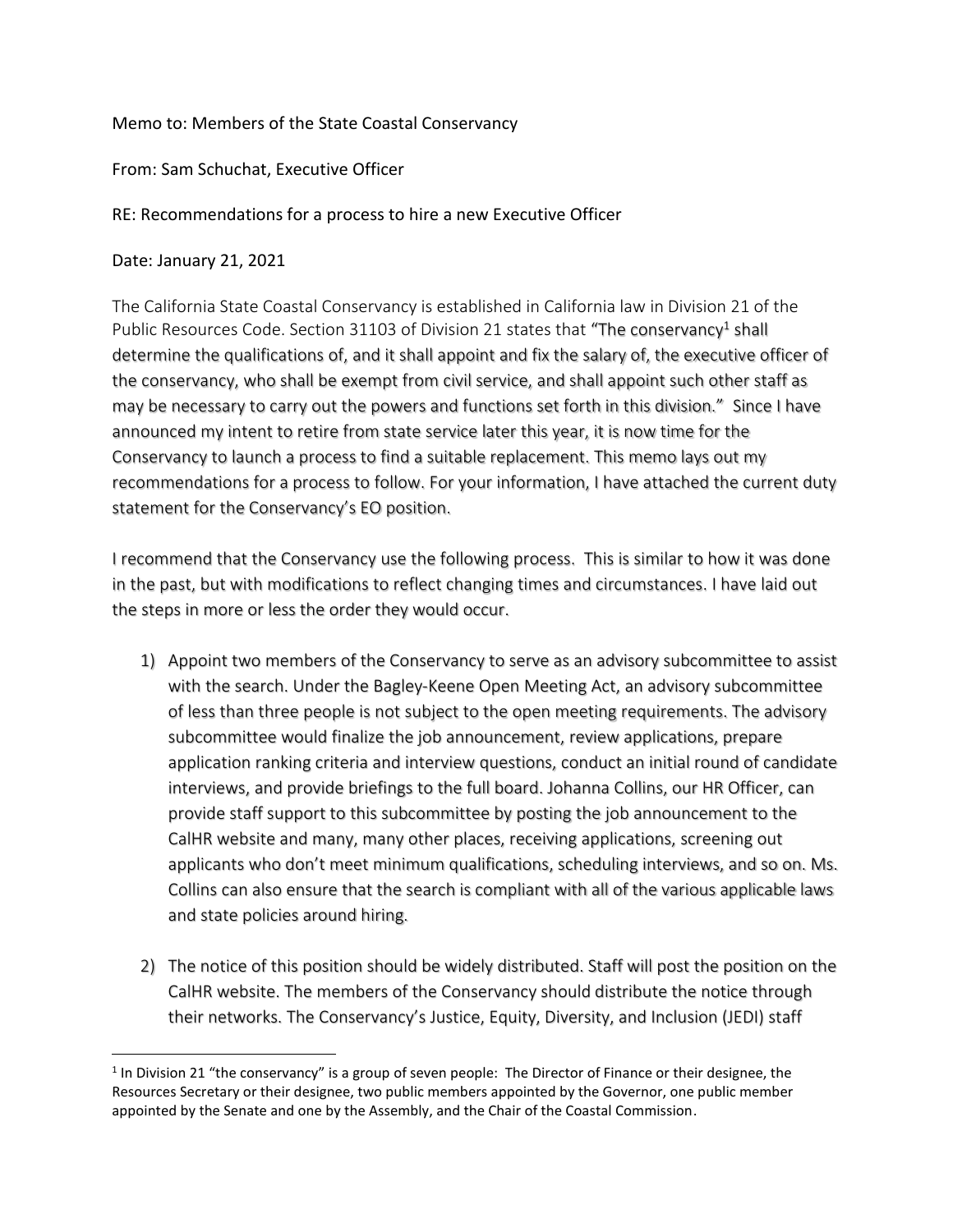Memo to: Members of the State Coastal Conservancy

From: Sam Schuchat, Executive Officer

RE: Recommendations for a process to hire a new Executive Officer

Date: January 21, 2021

The California State Coastal Conservancy is established in California law in Division 21 of the Public Resources Code. Section 31103 of Division 21 states that "The conservancy[1] shall determine the qualifications of, and it shall appoint and fix the salary of, the executive officer of the conservancy, who shall be exempt from civil service, and shall appoint such other staff as may be necessary to carry out the powers and functions set forth in this division." Since I have announced my intent to retire from state service later this year, it is now time for the Conservancy to launch a process to find a suitable replacement. This memo lays out my recommendations for a process to follow. For your information, I have attached the current duty statement for the Conservancy's EO position.

I recommend that the Conservancy use the following process. This is similar to how it was done in the past, but with modifications to reflect changing times and circumstances. I have laid out the steps in more or less the order they would occur.

1) Appoint two members of the Conservancy to serve as an advisory subcommittee to assist with the search. Under the Bagley-Keene Open Meeting Act, an advisory subcommittee of less than three people is not subject to the open meeting requirements. The advisory subcommittee would finalize the job announcement, review applications, prepare application ranking criteria and interview questions, conduct an initial round of candidate interviews, and provide briefings to the full board. Johanna Collins, our HR Officer, can provide staff support to this subcommittee by posting the job announcement to the CalHR website and many, many other places, receiving applications, screening out applicants who don't meet minimum qualifications, scheduling interviews, and so on. Ms. Collins can also ensure that the search is compliant with all of the various applicable laws and state policies around hiring.

2) The notice of this position should be widely distributed. Staff will post the position on the CalHR website. The members of the Conservancy should distribute the notice through their networks. The Conservancy's Justice, Equity, Diversity, and Inclusion (JEDI) staff

[1] In Division 21 "the conservancy" is a group of seven people: The Director of Finance or their designee, the Resources Secretary or their designee, two public members appointed by the Governor, one public member appointed by the Senate and one by the Assembly, and the Chair of the Coastal Commission.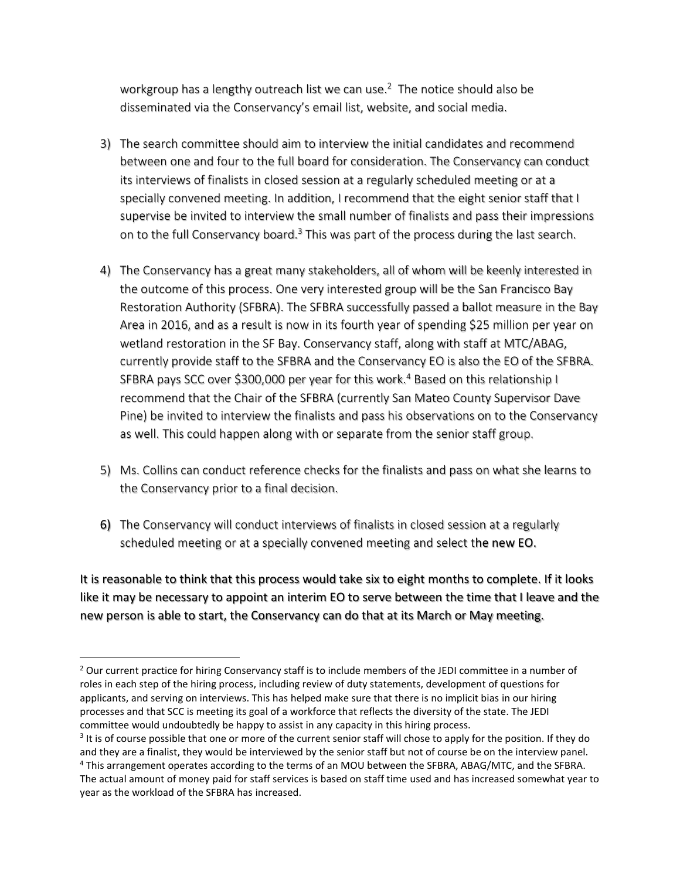workgroup has a lengthy outreach list we can use.[2] The notice should also be disseminated via the Conservancy's email list, website, and social media.

3) The search committee should aim to interview the initial candidates and recommend between one and four to the full board for consideration. The Conservancy can conduct its interviews of finalists in closed session at a regularly scheduled meeting or at a specially convened meeting. In addition, I recommend that the eight senior staff that I supervise be invited to interview the small number of finalists and pass their impressions on to the full Conservancy board.[3] This was part of the process during the last search.

4) The Conservancy has a great many stakeholders, all of whom will be keenly interested in the outcome of this process. One very interested group will be the San Francisco Bay Restoration Authority (SFBRA). The SFBRA successfully passed a ballot measure in the Bay Area in 2016, and as a result is now in its fourth year of spending $25 million per year on wetland restoration in the SF Bay. Conservancy staff, along with staff at MTC/ABAG, currently provide staff to the SFBRA and the Conservancy EO is also the EO of the SFBRA. SFBRA pays SCC over $300,000 per year for this work.[4] Based on this relationship I recommend that the Chair of the SFBRA (currently San Mateo County Supervisor Dave Pine) be invited to interview the finalists and pass his observations on to the Conservancy as well. This could happen along with or separate from the senior staff group.

5) Ms. Collins can conduct reference checks for the finalists and pass on what she learns to the Conservancy prior to a final decision.

6) The Conservancy will conduct interviews of finalists in closed session at a regularly scheduled meeting or at a specially convened meeting and select the new EO.

It is reasonable to think that this process would take six to eight months to complete. If it looks like it may be necessary to appoint an interim EO to serve between the time that I leave and the new person is able to start, the Conservancy can do that at its March or May meeting.

---

[2] Our current practice for hiring Conservancy staff is to include members of the JEDI committee in a number of roles in each step of the hiring process, including review of duty statements, development of questions for applicants, and serving on interviews. This has helped make sure that there is no implicit bias in our hiring processes and that SCC is meeting its goal of a workforce that reflects the diversity of the state. The JEDI committee would undoubtedly be happy to assist in any capacity in this hiring process.

[3] It is of course possible that one or more of the current senior staff will chose to apply for the position. If they do and they are a finalist, they would be interviewed by the senior staff but not of course be on the interview panel.

[4] This arrangement operates according to the terms of an MOU between the SFBRA, ABAG/MTC, and the SFBRA. The actual amount of money paid for staff services is based on staff time used and has increased somewhat year to year as the workload of the SFBRA has increased.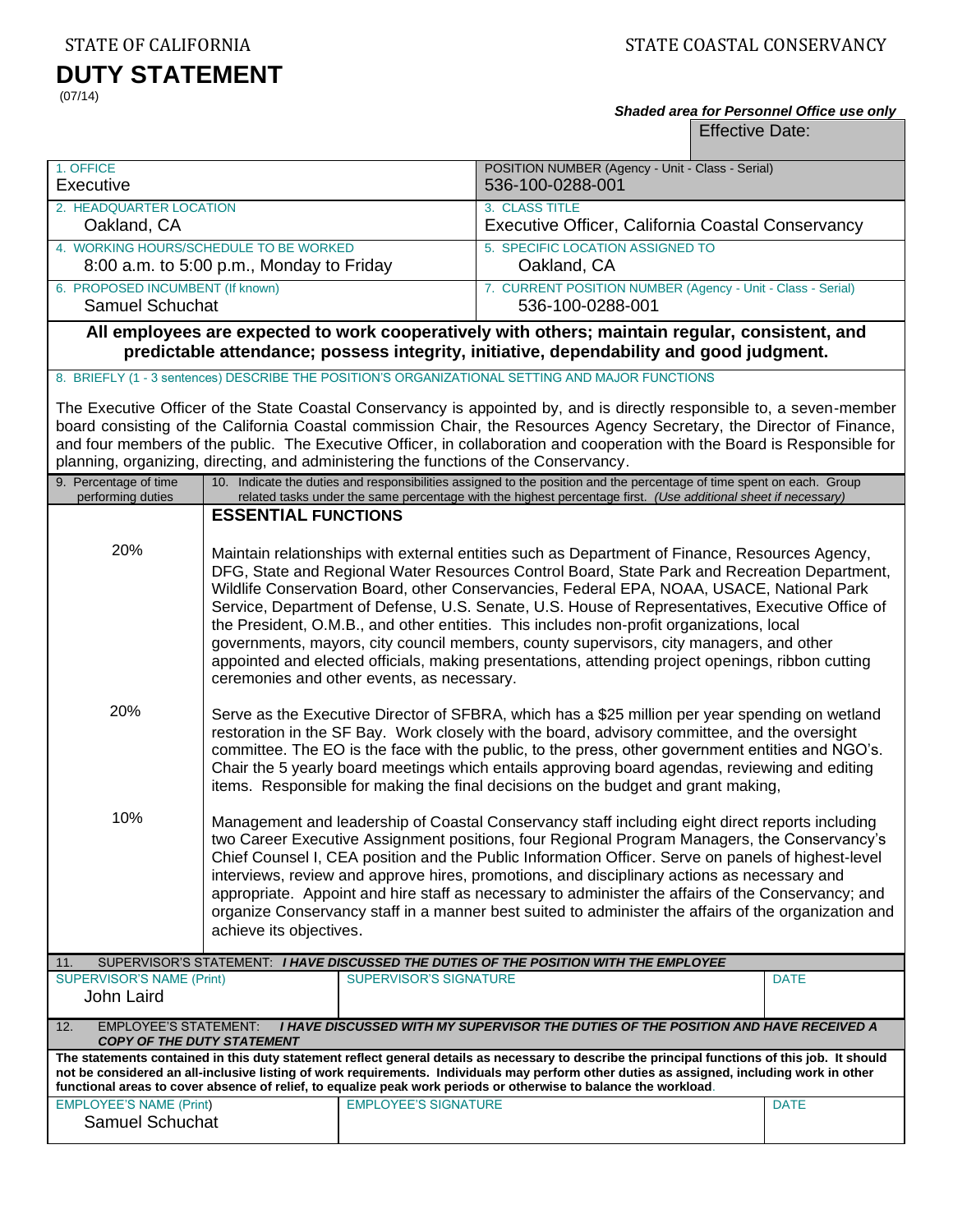STATE OF CALIFORNIA | STATE COASTAL CONSERVANCY

# DUTY STATEMENT

(07/14)

***Shaded area for Personnel Office use only***

Effective Date:

| | |
|---|---|
| 1. OFFICE<br>Executive | POSITION NUMBER (Agency - Unit - Class - Serial)<br>536-100-0288-001 |
| 2. HEADQUARTER LOCATION<br>Oakland, CA | 3. CLASS TITLE<br>Executive Officer, California Coastal Conservancy |
| 4. WORKING HOURS/SCHEDULE TO BE WORKED<br>8:00 a.m. to 5:00 p.m., Monday to Friday | 5. SPECIFIC LOCATION ASSIGNED TO<br>Oakland, CA |
| 6. PROPOSED INCUMBENT (If known)<br>Samuel Schuchat | 7. CURRENT POSITION NUMBER (Agency - Unit - Class - Serial)<br>536-100-0288-001 |

**All employees are expected to work cooperatively with others; maintain regular, consistent, and predictable attendance; possess integrity, initiative, dependability and good judgment.**

8. BRIEFLY (1 - 3 sentences) DESCRIBE THE POSITION'S ORGANIZATIONAL SETTING AND MAJOR FUNCTIONS

The Executive Officer of the State Coastal Conservancy is appointed by, and is directly responsible to, a seven-member board consisting of the California Coastal commission Chair, the Resources Agency Secretary, the Director of Finance, and four members of the public. The Executive Officer, in collaboration and cooperation with the Board is Responsible for planning, organizing, directing, and administering the functions of the Conservancy.

| 9. Percentage of time performing duties | 10. Indicate the duties and responsibilities assigned to the position and the percentage of time spent on each. Group related tasks under the same percentage with the highest percentage first. *(Use additional sheet if necessary)* |
|---|---|
| | **ESSENTIAL FUNCTIONS** |
| 20% | Maintain relationships with external entities such as Department of Finance, Resources Agency, DFG, State and Regional Water Resources Control Board, State Park and Recreation Department, Wildlife Conservation Board, other Conservancies, Federal EPA, NOAA, USACE, National Park Service, Department of Defense, U.S. Senate, U.S. House of Representatives, Executive Office of the President, O.M.B., and other entities. This includes non-profit organizations, local governments, mayors, city council members, county supervisors, city managers, and other appointed and elected officials, making presentations, attending project openings, ribbon cutting ceremonies and other events, as necessary. |
| 20% | Serve as the Executive Director of SFBRA, which has a $25 million per year spending on wetland restoration in the SF Bay. Work closely with the board, advisory committee, and the oversight committee. The EO is the face with the public, to the press, other government entities and NGO's. Chair the 5 yearly board meetings which entails approving board agendas, reviewing and editing items. Responsible for making the final decisions on the budget and grant making, |
| 10% | Management and leadership of Coastal Conservancy staff including eight direct reports including two Career Executive Assignment positions, four Regional Program Managers, the Conservancy's Chief Counsel I, CEA position and the Public Information Officer. Serve on panels of highest-level interviews, review and approve hires, promotions, and disciplinary actions as necessary and appropriate. Appoint and hire staff as necessary to administer the affairs of the Conservancy; and organize Conservancy staff in a manner best suited to administer the affairs of the organization and achieve its objectives. |

11. SUPERVISOR'S STATEMENT: ***I HAVE DISCUSSED THE DUTIES OF THE POSITION WITH THE EMPLOYEE***

| SUPERVISOR'S NAME (Print) | SUPERVISOR'S SIGNATURE | DATE |
|---|---|---|
| John Laird | | |

12. EMPLOYEE'S STATEMENT: ***I HAVE DISCUSSED WITH MY SUPERVISOR THE DUTIES OF THE POSITION AND HAVE RECEIVED A COPY OF THE DUTY STATEMENT***

**The statements contained in this duty statement reflect general details as necessary to describe the principal functions of this job. It should not be considered an all-inclusive listing of work requirements. Individuals may perform other duties as assigned, including work in other functional areas to cover absence of relief, to equalize peak work periods or otherwise to balance the workload.**

| EMPLOYEE'S NAME (Print) | EMPLOYEE'S SIGNATURE | DATE |
|---|---|---|
| Samuel Schuchat | | |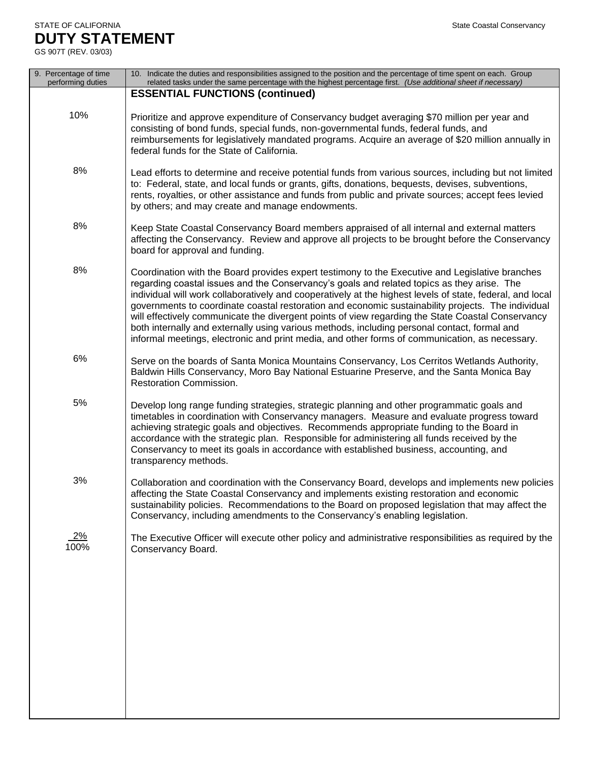STATE OF CALIFORNIA

State Coastal Conservancy

# DUTY STATEMENT

GS 907T (REV. 03/03)

| 9. Percentage of time performing duties | 10. Indicate the duties and responsibilities assigned to the position and the percentage of time spent on each. Group related tasks under the same percentage with the highest percentage first. *(Use additional sheet if necessary)* |
|---|---|
| | **ESSENTIAL FUNCTIONS (continued)** |
| 10% | Prioritize and approve expenditure of Conservancy budget averaging $70 million per year and consisting of bond funds, special funds, non-governmental funds, federal funds, and reimbursements for legislatively mandated programs. Acquire an average of $20 million annually in federal funds for the State of California. |
| 8% | Lead efforts to determine and receive potential funds from various sources, including but not limited to: Federal, state, and local funds or grants, gifts, donations, bequests, devises, subventions, rents, royalties, or other assistance and funds from public and private sources; accept fees levied by others; and may create and manage endowments. |
| 8% | Keep State Coastal Conservancy Board members appraised of all internal and external matters affecting the Conservancy. Review and approve all projects to be brought before the Conservancy board for approval and funding. |
| 8% | Coordination with the Board provides expert testimony to the Executive and Legislative branches regarding coastal issues and the Conservancy's goals and related topics as they arise. The individual will work collaboratively and cooperatively at the highest levels of state, federal, and local governments to coordinate coastal restoration and economic sustainability projects. The individual will effectively communicate the divergent points of view regarding the State Coastal Conservancy both internally and externally using various methods, including personal contact, formal and informal meetings, electronic and print media, and other forms of communication, as necessary. |
| 6% | Serve on the boards of Santa Monica Mountains Conservancy, Los Cerritos Wetlands Authority, Baldwin Hills Conservancy, Moro Bay National Estuarine Preserve, and the Santa Monica Bay Restoration Commission. |
| 5% | Develop long range funding strategies, strategic planning and other programmatic goals and timetables in coordination with Conservancy managers. Measure and evaluate progress toward achieving strategic goals and objectives. Recommends appropriate funding to the Board in accordance with the strategic plan. Responsible for administering all funds received by the Conservancy to meet its goals in accordance with established business, accounting, and transparency methods. |
| 3% | Collaboration and coordination with the Conservancy Board, develops and implements new policies affecting the State Coastal Conservancy and implements existing restoration and economic sustainability policies. Recommendations to the Board on proposed legislation that may affect the Conservancy, including amendments to the Conservancy's enabling legislation. |
| 2% | The Executive Officer will execute other policy and administrative responsibilities as required by the Conservancy Board. |
| 100% | |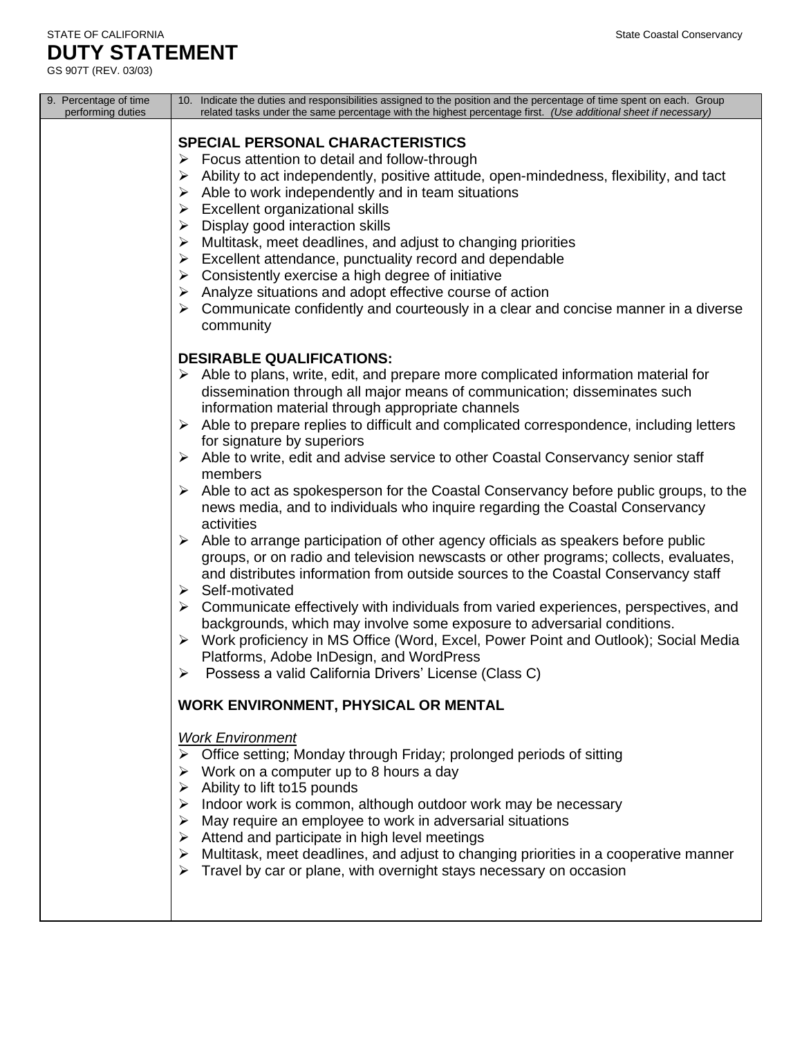STATE OF CALIFORNIA

State Coastal Conservancy

# DUTY STATEMENT

GS 907T (REV. 03/03)

| 9. Percentage of time performing duties | 10. Indicate the duties and responsibilities assigned to the position and the percentage of time spent on each. Group related tasks under the same percentage with the highest percentage first. *(Use additional sheet if necessary)* |
|---|---|

### SPECIAL PERSONAL CHARACTERISTICS

- Focus attention to detail and follow-through
- Ability to act independently, positive attitude, open-mindedness, flexibility, and tact
- Able to work independently and in team situations
- Excellent organizational skills
- Display good interaction skills
- Multitask, meet deadlines, and adjust to changing priorities
- Excellent attendance, punctuality record and dependable
- Consistently exercise a high degree of initiative
- Analyze situations and adopt effective course of action
- Communicate confidently and courteously in a clear and concise manner in a diverse community

### DESIRABLE QUALIFICATIONS:

- Able to plans, write, edit, and prepare more complicated information material for dissemination through all major means of communication; disseminates such information material through appropriate channels
- Able to prepare replies to difficult and complicated correspondence, including letters for signature by superiors
- Able to write, edit and advise service to other Coastal Conservancy senior staff members
- Able to act as spokesperson for the Coastal Conservancy before public groups, to the news media, and to individuals who inquire regarding the Coastal Conservancy activities
- Able to arrange participation of other agency officials as speakers before public groups, or on radio and television newscasts or other programs; collects, evaluates, and distributes information from outside sources to the Coastal Conservancy staff
- Self-motivated
- Communicate effectively with individuals from varied experiences, perspectives, and backgrounds, which may involve some exposure to adversarial conditions.
- Work proficiency in MS Office (Word, Excel, Power Point and Outlook); Social Media Platforms, Adobe InDesign, and WordPress
- Possess a valid California Drivers' License (Class C)

### WORK ENVIRONMENT, PHYSICAL OR MENTAL

*Work Environment*

- Office setting; Monday through Friday; prolonged periods of sitting
- Work on a computer up to 8 hours a day
- Ability to lift to15 pounds
- Indoor work is common, although outdoor work may be necessary
- May require an employee to work in adversarial situations
- Attend and participate in high level meetings
- Multitask, meet deadlines, and adjust to changing priorities in a cooperative manner
- Travel by car or plane, with overnight stays necessary on occasion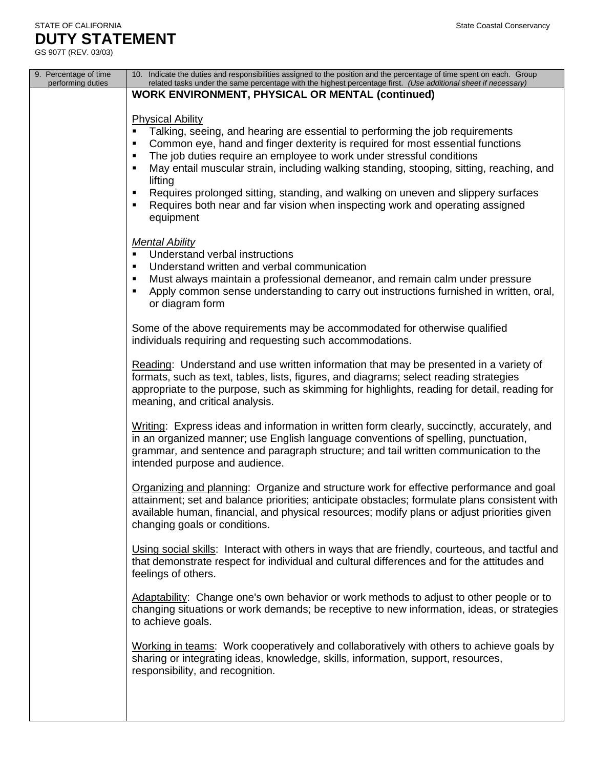STATE OF CALIFORNIA

State Coastal Conservancy

# DUTY STATEMENT

GS 907T (REV. 03/03)

| 9. Percentage of time performing duties | 10. Indicate the duties and responsibilities assigned to the position and the percentage of time spent on each. Group related tasks under the same percentage with the highest percentage first. *(Use additional sheet if necessary)* |
|---|---|
| | **WORK ENVIRONMENT, PHYSICAL OR MENTAL (continued)** |

Physical Ability

- Talking, seeing, and hearing are essential to performing the job requirements
- Common eye, hand and finger dexterity is required for most essential functions
- The job duties require an employee to work under stressful conditions
- May entail muscular strain, including walking standing, stooping, sitting, reaching, and lifting
- Requires prolonged sitting, standing, and walking on uneven and slippery surfaces
- Requires both near and far vision when inspecting work and operating assigned equipment

*Mental Ability*

- Understand verbal instructions
- Understand written and verbal communication
- Must always maintain a professional demeanor, and remain calm under pressure
- Apply common sense understanding to carry out instructions furnished in written, oral, or diagram form

Some of the above requirements may be accommodated for otherwise qualified individuals requiring and requesting such accommodations.

Reading: Understand and use written information that may be presented in a variety of formats, such as text, tables, lists, figures, and diagrams; select reading strategies appropriate to the purpose, such as skimming for highlights, reading for detail, reading for meaning, and critical analysis.

Writing: Express ideas and information in written form clearly, succinctly, accurately, and in an organized manner; use English language conventions of spelling, punctuation, grammar, and sentence and paragraph structure; and tail written communication to the intended purpose and audience.

Organizing and planning: Organize and structure work for effective performance and goal attainment; set and balance priorities; anticipate obstacles; formulate plans consistent with available human, financial, and physical resources; modify plans or adjust priorities given changing goals or conditions.

Using social skills: Interact with others in ways that are friendly, courteous, and tactful and that demonstrate respect for individual and cultural differences and for the attitudes and feelings of others.

Adaptability: Change one's own behavior or work methods to adjust to other people or to changing situations or work demands; be receptive to new information, ideas, or strategies to achieve goals.

Working in teams: Work cooperatively and collaboratively with others to achieve goals by sharing or integrating ideas, knowledge, skills, information, support, resources, responsibility, and recognition.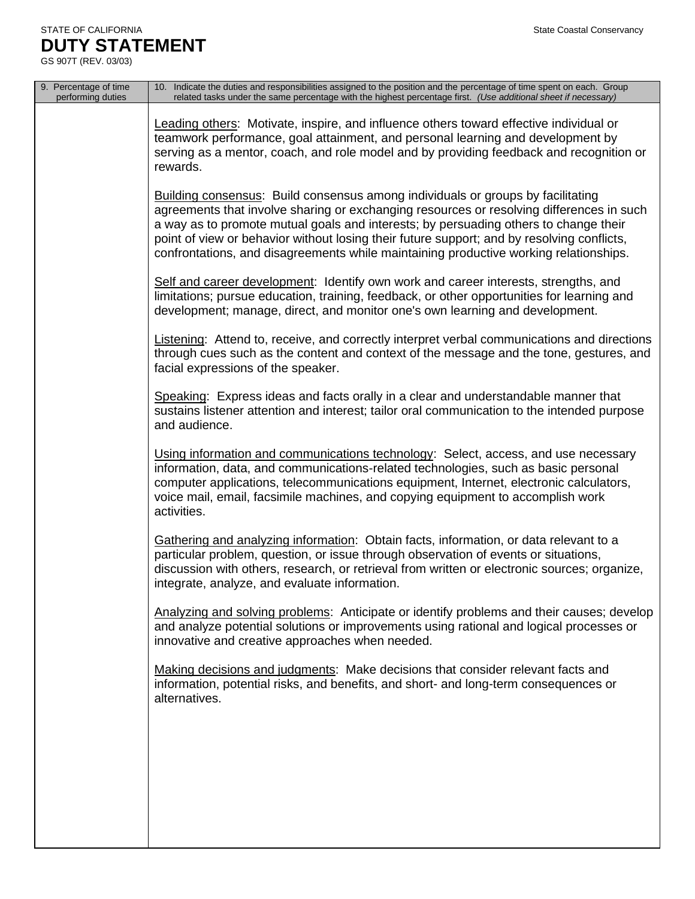STATE OF CALIFORNIA State Coastal Conservancy

# DUTY STATEMENT

GS 907T (REV. 03/03)

| 9. Percentage of time performing duties | 10. Indicate the duties and responsibilities assigned to the position and the percentage of time spent on each. Group related tasks under the same percentage with the highest percentage first. *(Use additional sheet if necessary)* |
|---|---|
| | <u>Leading others</u>: Motivate, inspire, and influence others toward effective individual or teamwork performance, goal attainment, and personal learning and development by serving as a mentor, coach, and role model and by providing feedback and recognition or rewards.<br><br><u>Building consensus</u>: Build consensus among individuals or groups by facilitating agreements that involve sharing or exchanging resources or resolving differences in such a way as to promote mutual goals and interests; by persuading others to change their point of view or behavior without losing their future support; and by resolving conflicts, confrontations, and disagreements while maintaining productive working relationships.<br><br><u>Self and career development</u>: Identify own work and career interests, strengths, and limitations; pursue education, training, feedback, or other opportunities for learning and development; manage, direct, and monitor one's own learning and development.<br><br><u>Listening</u>: Attend to, receive, and correctly interpret verbal communications and directions through cues such as the content and context of the message and the tone, gestures, and facial expressions of the speaker.<br><br><u>Speaking</u>: Express ideas and facts orally in a clear and understandable manner that sustains listener attention and interest; tailor oral communication to the intended purpose and audience.<br><br><u>Using information and communications technology</u>: Select, access, and use necessary information, data, and communications-related technologies, such as basic personal computer applications, telecommunications equipment, Internet, electronic calculators, voice mail, email, facsimile machines, and copying equipment to accomplish work activities.<br><br><u>Gathering and analyzing information</u>: Obtain facts, information, or data relevant to a particular problem, question, or issue through observation of events or situations, discussion with others, research, or retrieval from written or electronic sources; organize, integrate, analyze, and evaluate information.<br><br><u>Analyzing and solving problems</u>: Anticipate or identify problems and their causes; develop and analyze potential solutions or improvements using rational and logical processes or innovative and creative approaches when needed.<br><br><u>Making decisions and judgments</u>: Make decisions that consider relevant facts and information, potential risks, and benefits, and short- and long-term consequences or alternatives. |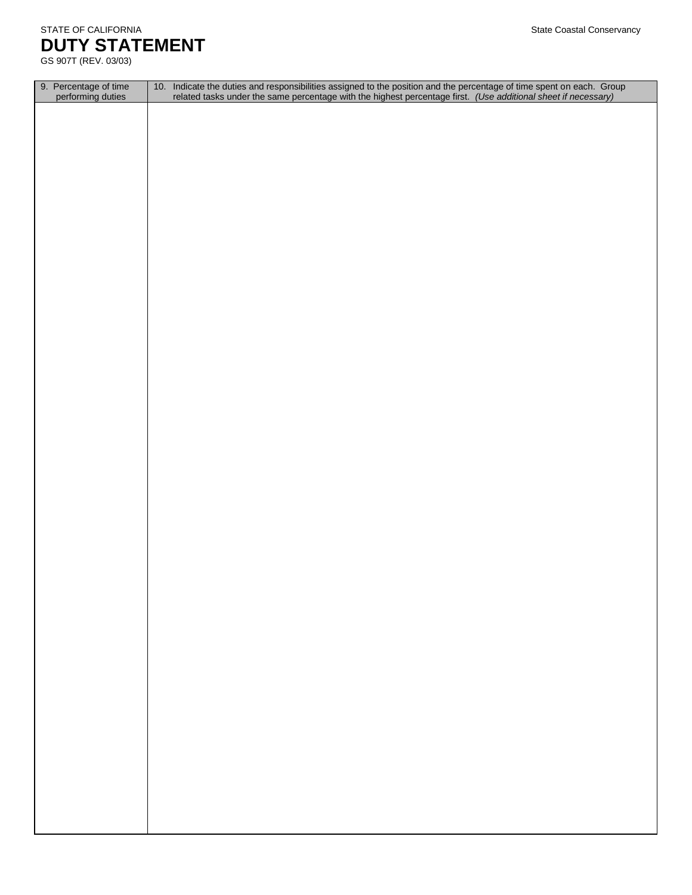STATE OF CALIFORNIA

State Coastal Conservancy

# DUTY STATEMENT

GS 907T (REV. 03/03)

| 9. Percentage of time performing duties | 10. Indicate the duties and responsibilities assigned to the position and the percentage of time spent on each. Group related tasks under the same percentage with the highest percentage first. *(Use additional sheet if necessary)* |
|---|---|
| | |